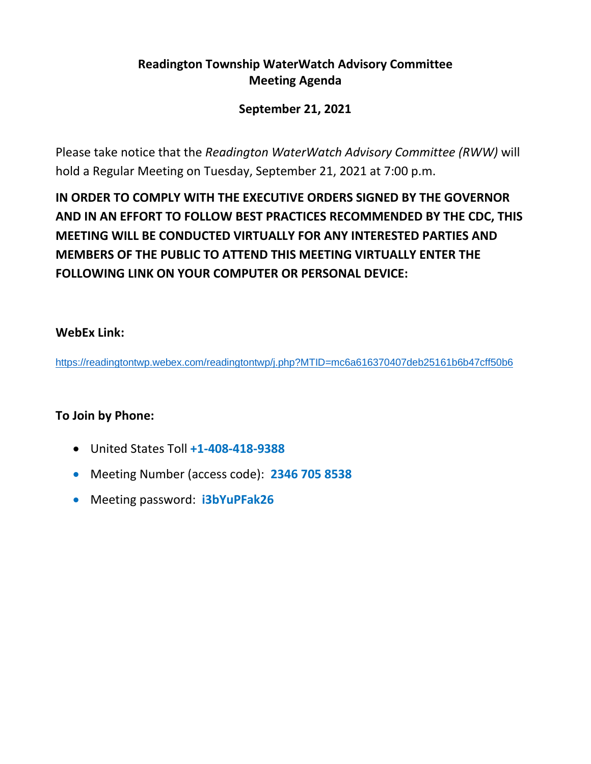# Readington Township WaterWatch Advisory Committee
## Meeting Agenda

### September 21, 2021

Please take notice that the *Readington WaterWatch Advisory Committee (RWW)* will hold a Regular Meeting on Tuesday, September 21, 2021 at 7:00 p.m.

**IN ORDER TO COMPLY WITH THE EXECUTIVE ORDERS SIGNED BY THE GOVERNOR AND IN AN EFFORT TO FOLLOW BEST PRACTICES RECOMMENDED BY THE CDC, THIS MEETING WILL BE CONDUCTED VIRTUALLY FOR ANY INTERESTED PARTIES AND MEMBERS OF THE PUBLIC TO ATTEND THIS MEETING VIRTUALLY ENTER THE FOLLOWING LINK ON YOUR COMPUTER OR PERSONAL DEVICE:**

**WebEx Link:**

https://readingtontwp.webex.com/readingtontwp/j.php?MTID=mc6a616370407deb25161b6b47cff50b6

**To Join by Phone:**

- United States Toll **+1-408-418-9388**
- Meeting Number (access code): **2346 705 8538**
- Meeting password: **i3bYuPFak26**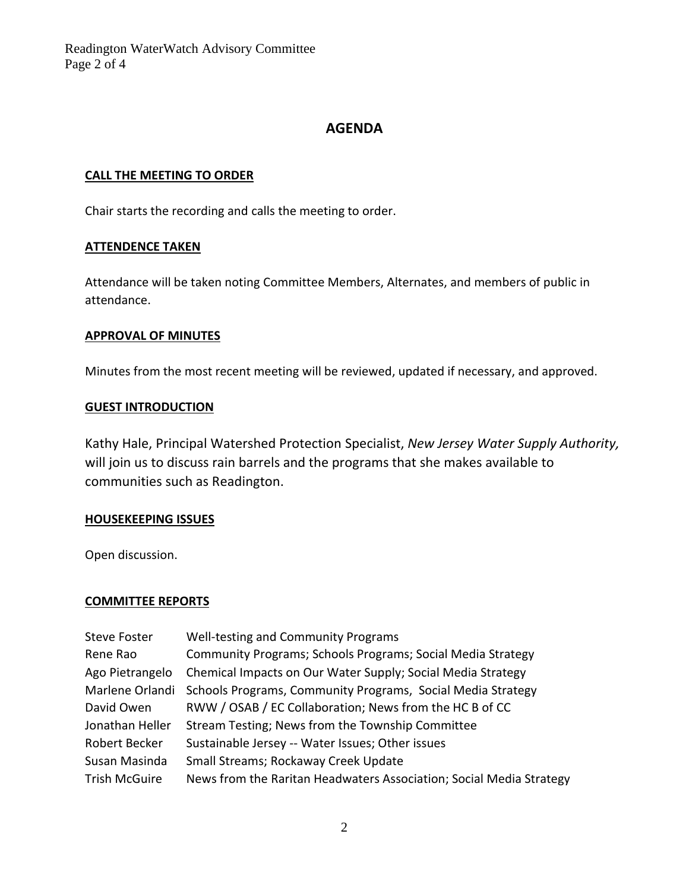## AGENDA

### CALL THE MEETING TO ORDER

Chair starts the recording and calls the meeting to order.

### ATTENDENCE TAKEN

Attendance will be taken noting Committee Members, Alternates, and members of public in attendance.

### APPROVAL OF MINUTES

Minutes from the most recent meeting will be reviewed, updated if necessary, and approved.

### GUEST INTRODUCTION

Kathy Hale, Principal Watershed Protection Specialist, *New Jersey Water Supply Authority,* will join us to discuss rain barrels and the programs that she makes available to communities such as Readington.

### HOUSEKEEPING ISSUES

Open discussion.

### COMMITTEE REPORTS

| | |
|---|---|
| Steve Foster | Well-testing and Community Programs |
| Rene Rao | Community Programs; Schools Programs; Social Media Strategy |
| Ago Pietrangelo | Chemical Impacts on Our Water Supply; Social Media Strategy |
| Marlene Orlandi | Schools Programs, Community Programs, Social Media Strategy |
| David Owen | RWW / OSAB / EC Collaboration; News from the HC B of CC |
| Jonathan Heller | Stream Testing; News from the Township Committee |
| Robert Becker | Sustainable Jersey -- Water Issues; Other issues |
| Susan Masinda | Small Streams; Rockaway Creek Update |
| Trish McGuire | News from the Raritan Headwaters Association; Social Media Strategy |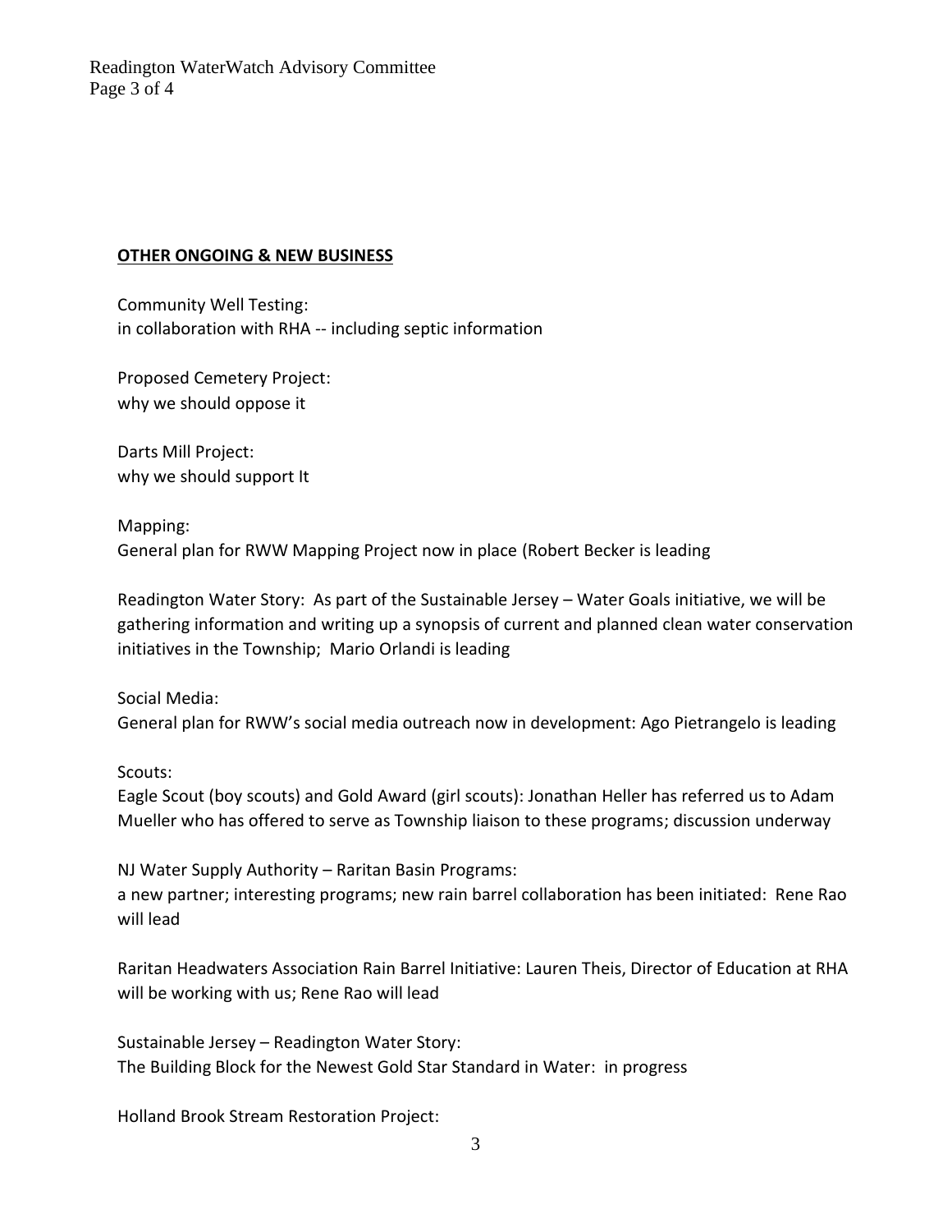**OTHER ONGOING & NEW BUSINESS**

Community Well Testing:
in collaboration with RHA -- including septic information

Proposed Cemetery Project:
why we should oppose it

Darts Mill Project:
why we should support It

Mapping:
General plan for RWW Mapping Project now in place (Robert Becker is leading

Readington Water Story: As part of the Sustainable Jersey – Water Goals initiative, we will be gathering information and writing up a synopsis of current and planned clean water conservation initiatives in the Township; Mario Orlandi is leading

Social Media:
General plan for RWW's social media outreach now in development: Ago Pietrangelo is leading

Scouts:
Eagle Scout (boy scouts) and Gold Award (girl scouts): Jonathan Heller has referred us to Adam Mueller who has offered to serve as Township liaison to these programs; discussion underway

NJ Water Supply Authority – Raritan Basin Programs:
a new partner; interesting programs; new rain barrel collaboration has been initiated: Rene Rao will lead

Raritan Headwaters Association Rain Barrel Initiative: Lauren Theis, Director of Education at RHA will be working with us; Rene Rao will lead

Sustainable Jersey – Readington Water Story:
The Building Block for the Newest Gold Star Standard in Water: in progress

Holland Brook Stream Restoration Project: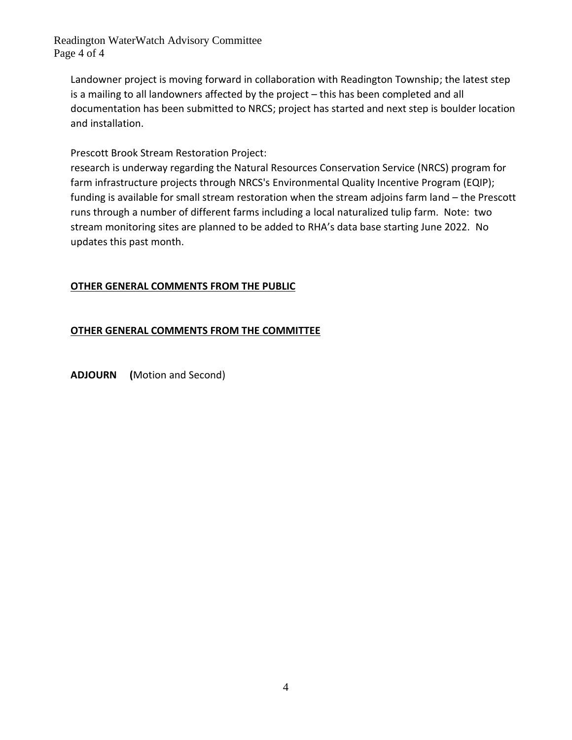Landowner project is moving forward in collaboration with Readington Township; the latest step is a mailing to all landowners affected by the project – this has been completed and all documentation has been submitted to NRCS; project has started and next step is boulder location and installation.

Prescott Brook Stream Restoration Project:
research is underway regarding the Natural Resources Conservation Service (NRCS) program for farm infrastructure projects through NRCS's Environmental Quality Incentive Program (EQIP); funding is available for small stream restoration when the stream adjoins farm land – the Prescott runs through a number of different farms including a local naturalized tulip farm. Note: two stream monitoring sites are planned to be added to RHA's data base starting June 2022. No updates this past month.

**OTHER GENERAL COMMENTS FROM THE PUBLIC**

**OTHER GENERAL COMMENTS FROM THE COMMITTEE**

**ADJOURN** **(**Motion and Second)